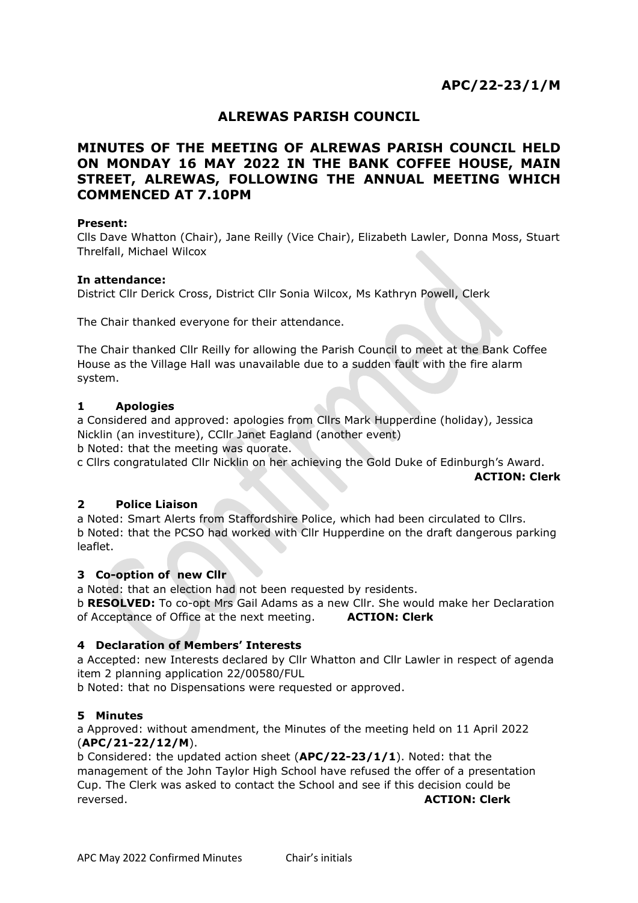**APC/22-23/1/M**

# ALREWAS PARISH COUNCIL

## MINUTES OF THE MEETING OF ALREWAS PARISH COUNCIL HELD ON MONDAY 16 MAY 2022 IN THE BANK COFFEE HOUSE, MAIN STREET, ALREWAS, FOLLOWING THE ANNUAL MEETING WHICH COMMENCED AT 7.10PM

**Present:**
Clls Dave Whatton (Chair), Jane Reilly (Vice Chair), Elizabeth Lawler, Donna Moss, Stuart Threlfall, Michael Wilcox

**In attendance:**
District Cllr Derick Cross, District Cllr Sonia Wilcox, Ms Kathryn Powell, Clerk

The Chair thanked everyone for their attendance.

The Chair thanked Cllr Reilly for allowing the Parish Council to meet at the Bank Coffee House as the Village Hall was unavailable due to a sudden fault with the fire alarm system.

### 1 Apologies

a Considered and approved: apologies from Cllrs Mark Hupperdine (holiday), Jessica Nicklin (an investiture), CCllr Janet Eagland (another event)
b Noted: that the meeting was quorate.
c Cllrs congratulated Cllr Nicklin on her achieving the Gold Duke of Edinburgh's Award.
**ACTION: Clerk**

### 2 Police Liaison

a Noted: Smart Alerts from Staffordshire Police, which had been circulated to Cllrs.
b Noted: that the PCSO had worked with Cllr Hupperdine on the draft dangerous parking leaflet.

### 3 Co-option of new Cllr

a Noted: that an election had not been requested by residents.
b **RESOLVED:** To co-opt Mrs Gail Adams as a new Cllr. She would make her Declaration of Acceptance of Office at the next meeting. **ACTION: Clerk**

### 4 Declaration of Members' Interests

a Accepted: new Interests declared by Cllr Whatton and Cllr Lawler in respect of agenda item 2 planning application 22/00580/FUL
b Noted: that no Dispensations were requested or approved.

### 5 Minutes

a Approved: without amendment, the Minutes of the meeting held on 11 April 2022 (**APC/21-22/12/M**).
b Considered: the updated action sheet (**APC/22-23/1/1**). Noted: that the management of the John Taylor High School have refused the offer of a presentation Cup. The Clerk was asked to contact the School and see if this decision could be reversed. **ACTION: Clerk**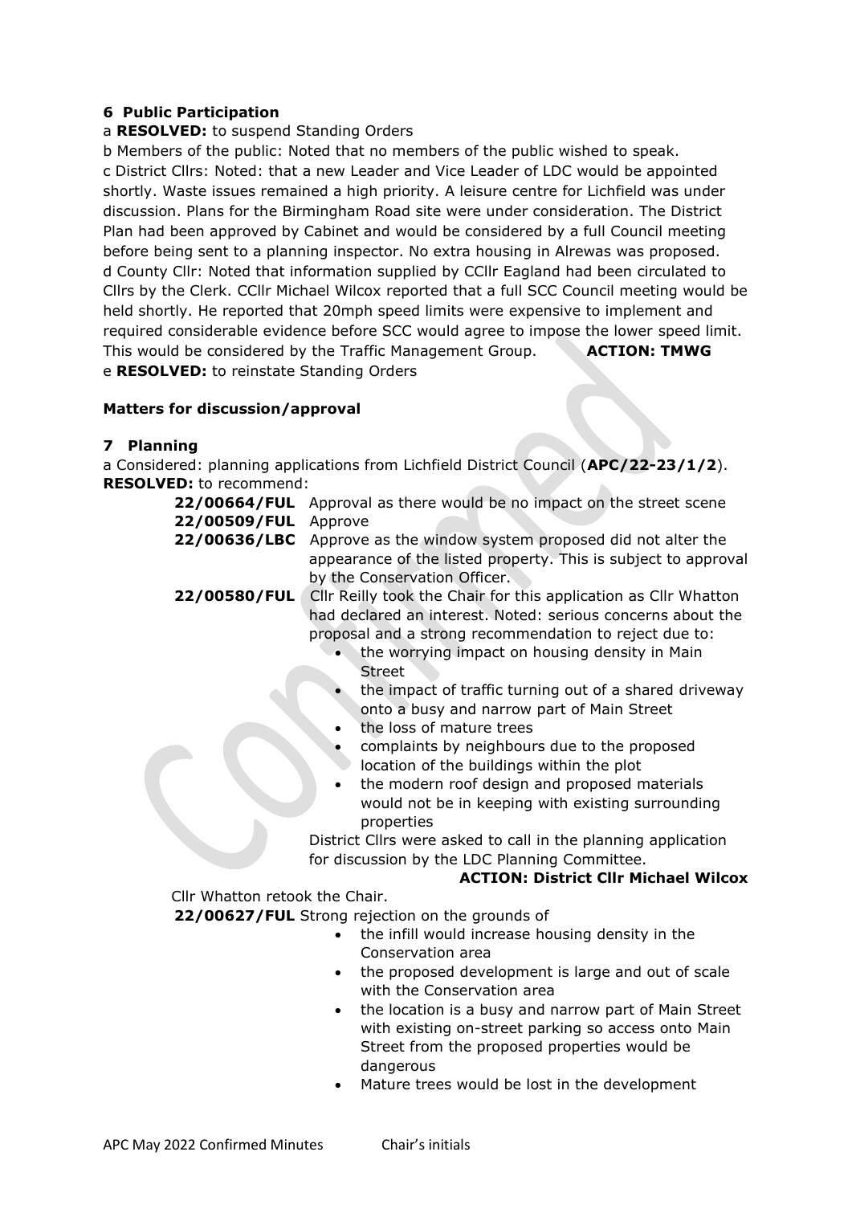**6 Public Participation**

a **RESOLVED:** to suspend Standing Orders

b Members of the public: Noted that no members of the public wished to speak.

c District Cllrs: Noted: that a new Leader and Vice Leader of LDC would be appointed shortly. Waste issues remained a high priority. A leisure centre for Lichfield was under discussion. Plans for the Birmingham Road site were under consideration. The District Plan had been approved by Cabinet and would be considered by a full Council meeting before being sent to a planning inspector. No extra housing in Alrewas was proposed.

d County Cllr: Noted that information supplied by CCllr Eagland had been circulated to Cllrs by the Clerk. CCllr Michael Wilcox reported that a full SCC Council meeting would be held shortly. He reported that 20mph speed limits were expensive to implement and required considerable evidence before SCC would agree to impose the lower speed limit. This would be considered by the Traffic Management Group. **ACTION: TMWG**

e **RESOLVED:** to reinstate Standing Orders

**Matters for discussion/approval**

**7 Planning**

a Considered: planning applications from Lichfield District Council (**APC/22-23/1/2**). **RESOLVED:** to recommend:

**22/00664/FUL** Approval as there would be no impact on the street scene

**22/00509/FUL** Approve

**22/00636/LBC** Approve as the window system proposed did not alter the appearance of the listed property. This is subject to approval by the Conservation Officer.

**22/00580/FUL** Cllr Reilly took the Chair for this application as Cllr Whatton had declared an interest. Noted: serious concerns about the proposal and a strong recommendation to reject due to:

- the worrying impact on housing density in Main Street
- the impact of traffic turning out of a shared driveway onto a busy and narrow part of Main Street
- the loss of mature trees
- complaints by neighbours due to the proposed location of the buildings within the plot
- the modern roof design and proposed materials would not be in keeping with existing surrounding properties

District Cllrs were asked to call in the planning application for discussion by the LDC Planning Committee.

**ACTION: District Cllr Michael Wilcox**

Cllr Whatton retook the Chair.

**22/00627/FUL** Strong rejection on the grounds of

- the infill would increase housing density in the Conservation area
- the proposed development is large and out of scale with the Conservation area
- the location is a busy and narrow part of Main Street with existing on-street parking so access onto Main Street from the proposed properties would be dangerous
- Mature trees would be lost in the development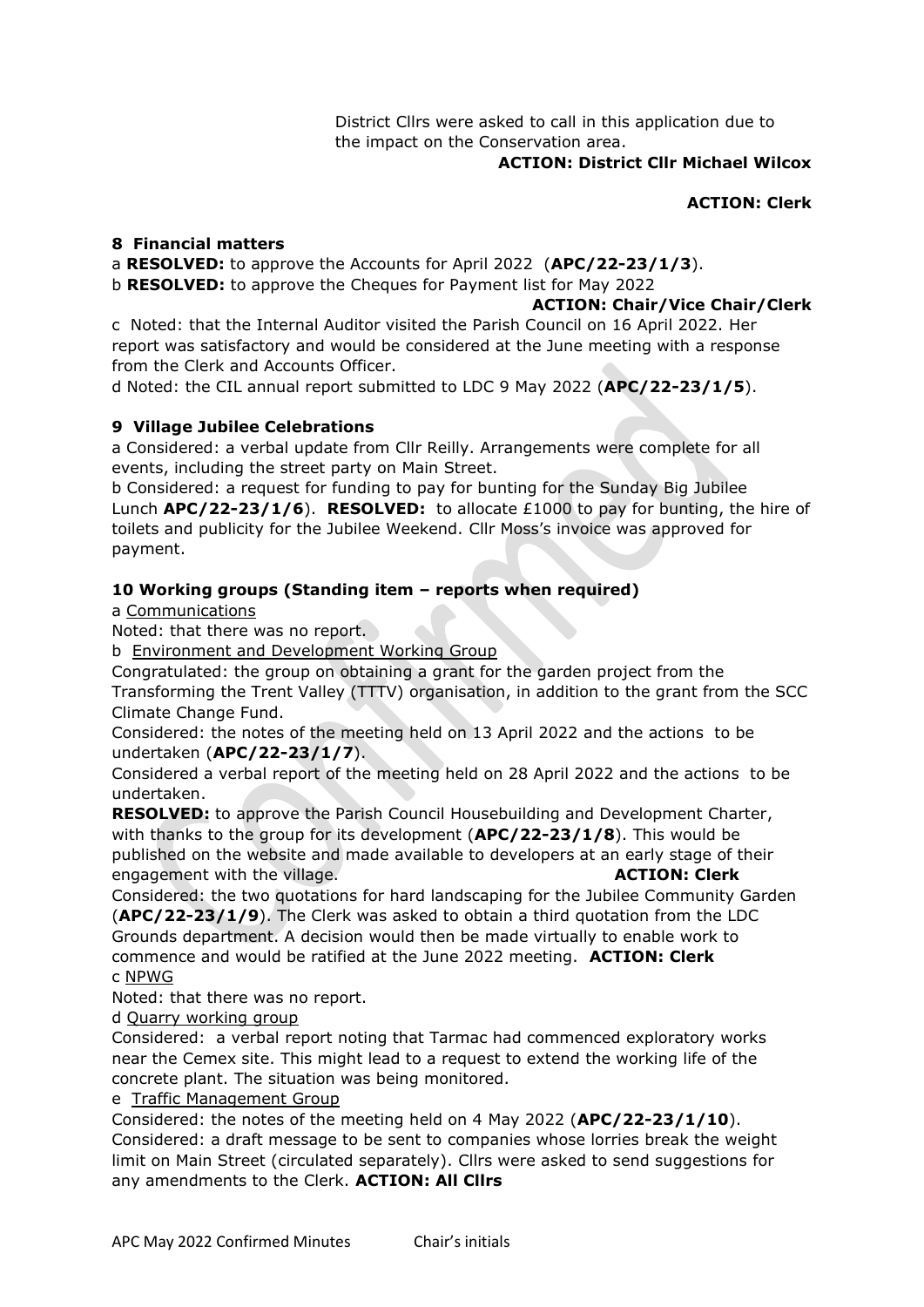District Cllrs were asked to call in this application due to the impact on the Conservation area.

**ACTION: District Cllr Michael Wilcox**

**ACTION: Clerk**

**8 Financial matters**

a **RESOLVED:** to approve the Accounts for April 2022 (**APC/22-23/1/3**).

b **RESOLVED:** to approve the Cheques for Payment list for May 2022

**ACTION: Chair/Vice Chair/Clerk**

c Noted: that the Internal Auditor visited the Parish Council on 16 April 2022. Her report was satisfactory and would be considered at the June meeting with a response from the Clerk and Accounts Officer.

d Noted: the CIL annual report submitted to LDC 9 May 2022 (**APC/22-23/1/5**).

**9 Village Jubilee Celebrations**

a Considered: a verbal update from Cllr Reilly. Arrangements were complete for all events, including the street party on Main Street.

b Considered: a request for funding to pay for bunting for the Sunday Big Jubilee Lunch **APC/22-23/1/6**). **RESOLVED:** to allocate £1000 to pay for bunting, the hire of toilets and publicity for the Jubilee Weekend. Cllr Moss's invoice was approved for payment.

**10 Working groups (Standing item – reports when required)**

a Communications

Noted: that there was no report.

b Environment and Development Working Group

Congratulated: the group on obtaining a grant for the garden project from the Transforming the Trent Valley (TTTV) organisation, in addition to the grant from the SCC Climate Change Fund.

Considered: the notes of the meeting held on 13 April 2022 and the actions to be undertaken (**APC/22-23/1/7**).

Considered a verbal report of the meeting held on 28 April 2022 and the actions to be undertaken.

**RESOLVED:** to approve the Parish Council Housebuilding and Development Charter, with thanks to the group for its development (**APC/22-23/1/8**). This would be published on the website and made available to developers at an early stage of their engagement with the village. **ACTION: Clerk**

Considered: the two quotations for hard landscaping for the Jubilee Community Garden (**APC/22-23/1/9**). The Clerk was asked to obtain a third quotation from the LDC Grounds department. A decision would then be made virtually to enable work to commence and would be ratified at the June 2022 meeting. **ACTION: Clerk**

c NPWG

Noted: that there was no report.

d Quarry working group

Considered: a verbal report noting that Tarmac had commenced exploratory works near the Cemex site. This might lead to a request to extend the working life of the concrete plant. The situation was being monitored.

e Traffic Management Group

Considered: the notes of the meeting held on 4 May 2022 (**APC/22-23/1/10**).

Considered: a draft message to be sent to companies whose lorries break the weight limit on Main Street (circulated separately). Cllrs were asked to send suggestions for any amendments to the Clerk. **ACTION: All Cllrs**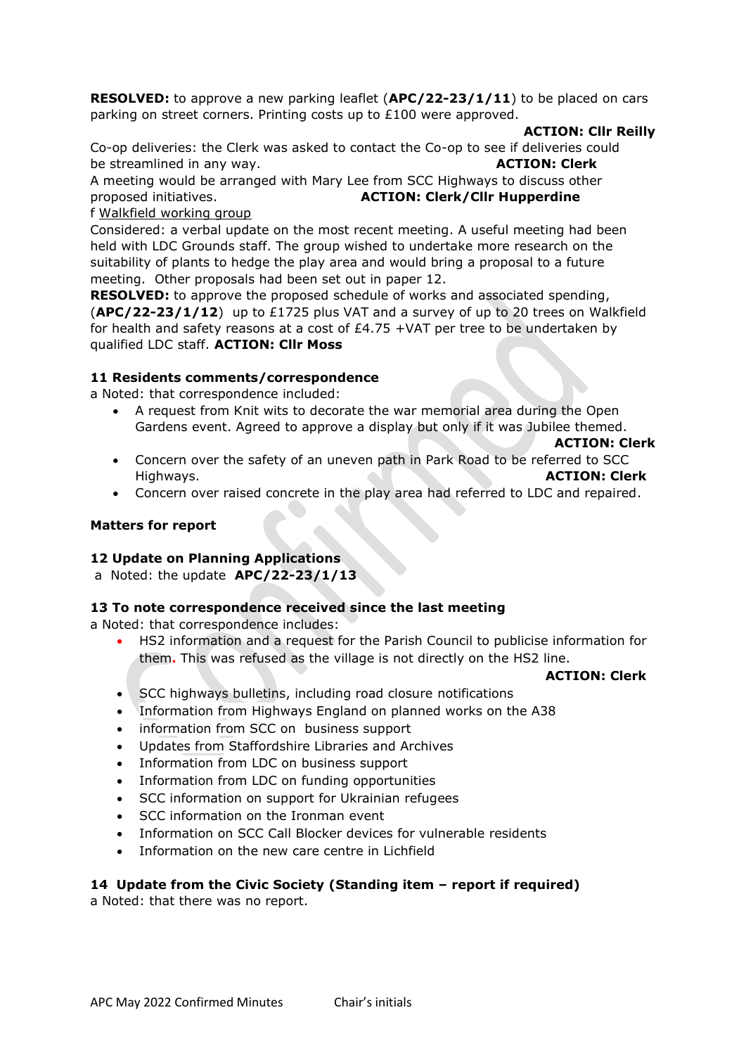**RESOLVED:** to approve a new parking leaflet (**APC/22-23/1/11**) to be placed on cars parking on street corners. Printing costs up to £100 were approved.

**ACTION: Cllr Reilly**

Co-op deliveries: the Clerk was asked to contact the Co-op to see if deliveries could be streamlined in any way. **ACTION: Clerk**

A meeting would be arranged with Mary Lee from SCC Highways to discuss other proposed initiatives. **ACTION: Clerk/Cllr Hupperdine**

f Walkfield working group

Considered: a verbal update on the most recent meeting. A useful meeting had been held with LDC Grounds staff. The group wished to undertake more research on the suitability of plants to hedge the play area and would bring a proposal to a future meeting. Other proposals had been set out in paper 12.

**RESOLVED:** to approve the proposed schedule of works and associated spending, (**APC/22-23/1/12**) up to £1725 plus VAT and a survey of up to 20 trees on Walkfield for health and safety reasons at a cost of £4.75 +VAT per tree to be undertaken by qualified LDC staff. **ACTION: Cllr Moss**

### 11 Residents comments/correspondence

a Noted: that correspondence included:

- A request from Knit wits to decorate the war memorial area during the Open Gardens event. Agreed to approve a display but only if it was Jubilee themed. **ACTION: Clerk**
- Concern over the safety of an uneven path in Park Road to be referred to SCC Highways. **ACTION: Clerk**
- Concern over raised concrete in the play area had referred to LDC and repaired.

### Matters for report

### 12 Update on Planning Applications

a Noted: the update **APC/22-23/1/13**

### 13 To note correspondence received since the last meeting

a Noted: that correspondence includes:

- HS2 information and a request for the Parish Council to publicise information for them. This was refused as the village is not directly on the HS2 line. **ACTION: Clerk**
- SCC highways bulletins, including road closure notifications
- Information from Highways England on planned works on the A38
- information from SCC on business support
- Updates from Staffordshire Libraries and Archives
- Information from LDC on business support
- Information from LDC on funding opportunities
- SCC information on support for Ukrainian refugees
- SCC information on the Ironman event
- Information on SCC Call Blocker devices for vulnerable residents
- Information on the new care centre in Lichfield

### 14 Update from the Civic Society (Standing item – report if required)

a Noted: that there was no report.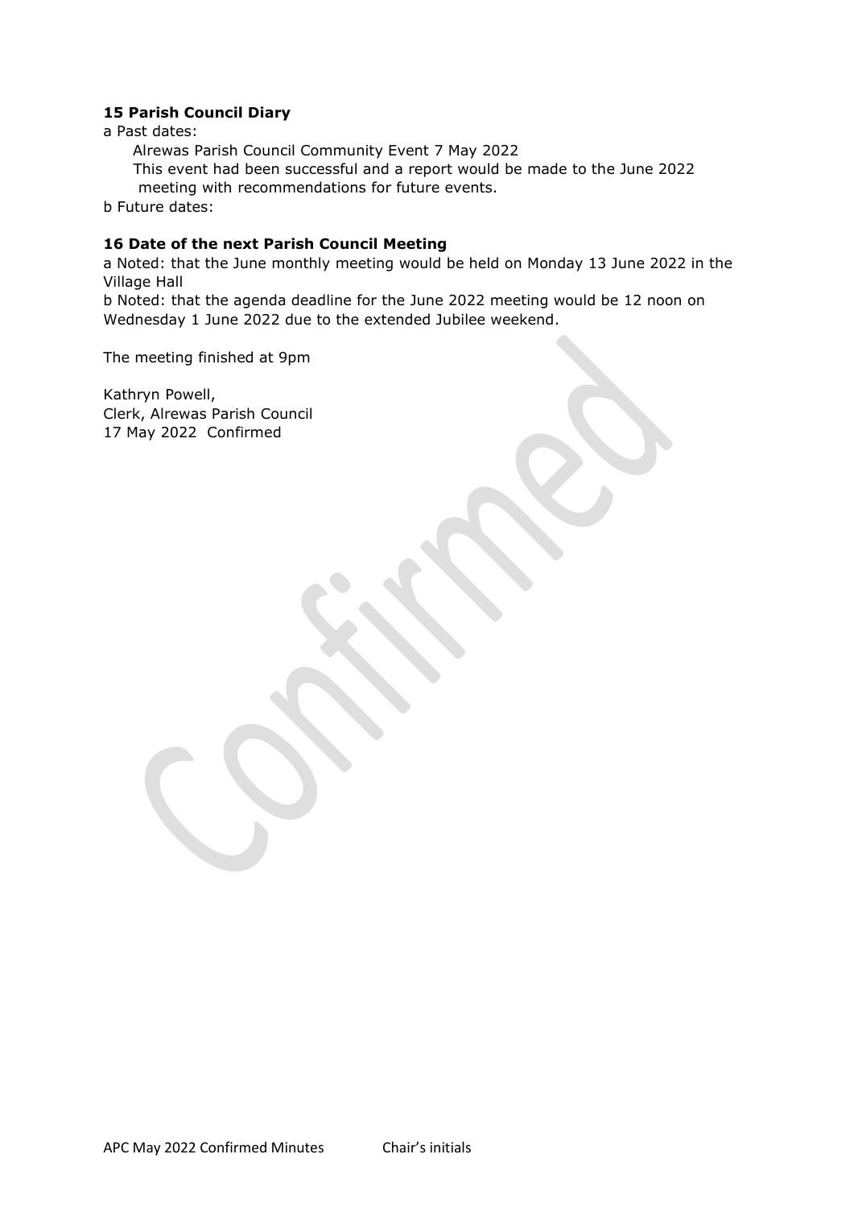**15 Parish Council Diary**

a Past dates:

Alrewas Parish Council Community Event 7 May 2022

This event had been successful and a report would be made to the June 2022 meeting with recommendations for future events.

b Future dates:

**16 Date of the next Parish Council Meeting**

a Noted: that the June monthly meeting would be held on Monday 13 June 2022 in the Village Hall

b Noted: that the agenda deadline for the June 2022 meeting would be 12 noon on Wednesday 1 June 2022 due to the extended Jubilee weekend.

The meeting finished at 9pm

Kathryn Powell,
Clerk, Alrewas Parish Council
17 May 2022 Confirmed